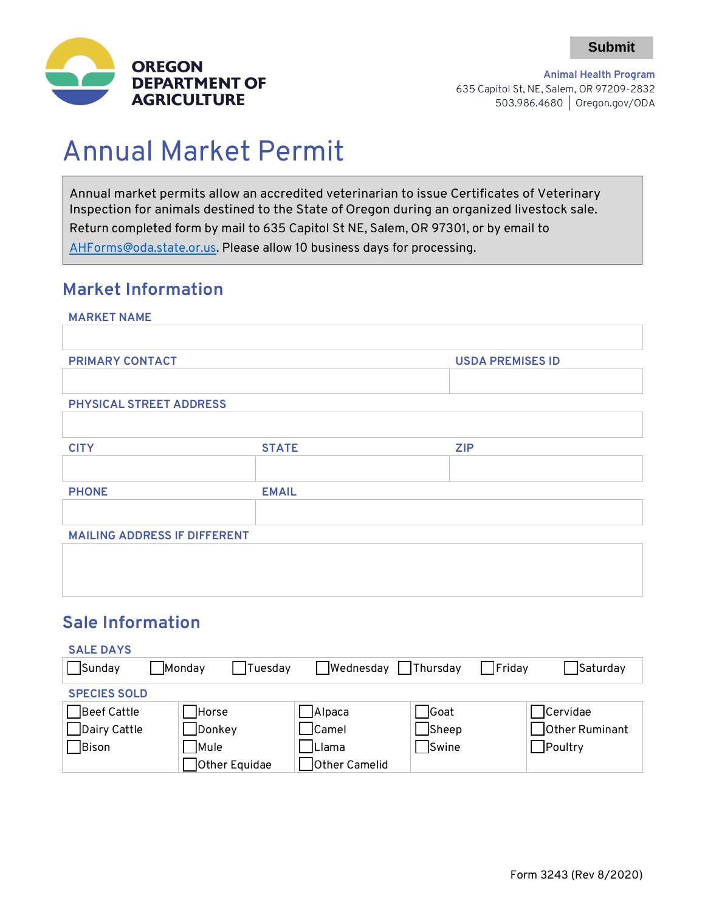Submit

**OREGON DEPARTMENT OF AGRICULTURE**

**Animal Health Program**
635 Capitol St, NE, Salem, OR 97209-2832
503.986.4680 | Oregon.gov/ODA

# Annual Market Permit

Annual market permits allow an accredited veterinarian to issue Certificates of Veterinary Inspection for animals destined to the State of Oregon during an organized livestock sale. Return completed form by mail to 635 Capitol St NE, Salem, OR 97301, or by email to [AHForms@oda.state.or.us](mailto:AHForms@oda.state.or.us). Please allow 10 business days for processing.

## Market Information

**MARKET NAME**

| |
|---|

| PRIMARY CONTACT | USDA PREMISES ID |
|---|---|
| | |

**PHYSICAL STREET ADDRESS**

| |
|---|

| CITY | STATE | ZIP |
|---|---|---|
| | | |

| PHONE | EMAIL |
|---|---|
| | |

**MAILING ADDRESS IF DIFFERENT**

| |
|---|

## Sale Information

**SALE DAYS**

- ☐ Sunday
- ☐ Monday
- ☐ Tuesday
- ☐ Wednesday
- ☐ Thursday
- ☐ Friday
- ☐ Saturday

**SPECIES SOLD**

| | | | | |
|---|---|---|---|---|
| ☐ Beef Cattle | ☐ Horse | ☐ Alpaca | ☐ Goat | ☐ Cervidae |
| ☐ Dairy Cattle | ☐ Donkey | ☐ Camel | ☐ Sheep | ☐ Other Ruminant |
| ☐ Bison | ☐ Mule | ☐ Llama | ☐ Swine | ☐ Poultry |
| | ☐ Other Equidae | ☐ Other Camelid | | |

Form 3243 (Rev 8/2020)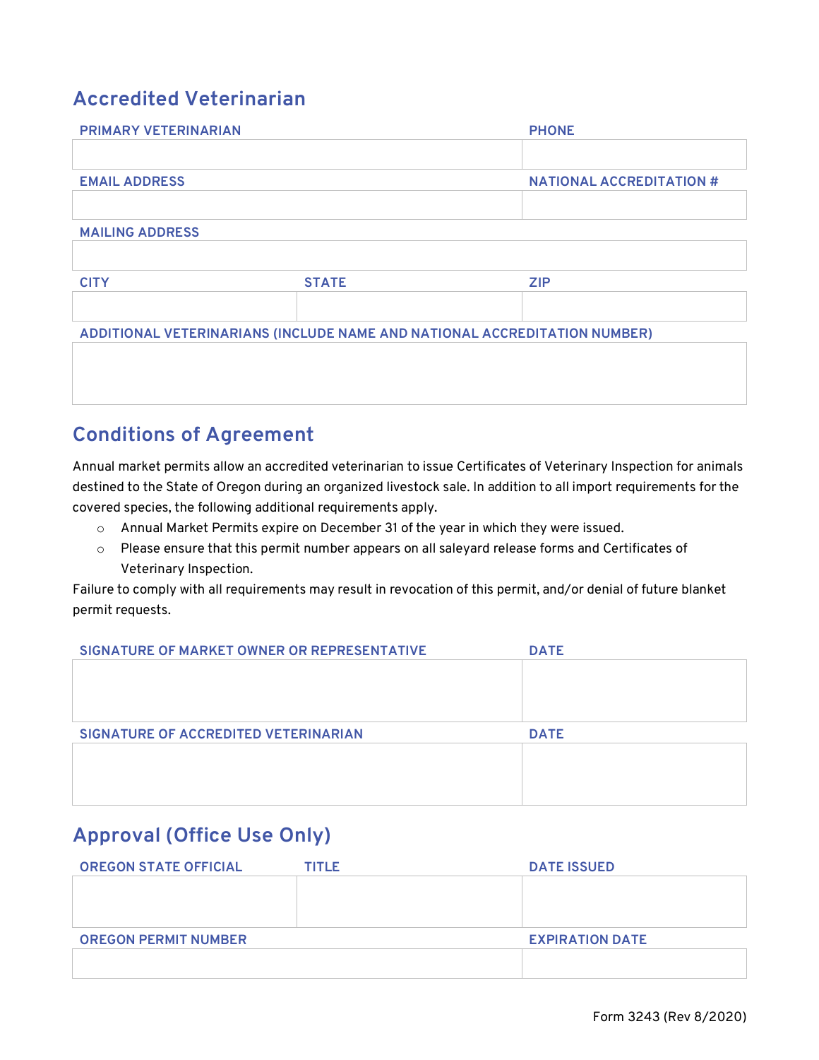## Accredited Veterinarian

| PRIMARY VETERINARIAN | | PHONE |
| --- | --- | --- |
| | | |
| EMAIL ADDRESS | | NATIONAL ACCREDITATION # |
| | | |
| MAILING ADDRESS | | |
| | | |
| CITY | STATE | ZIP |
| | | |

| ADDITIONAL VETERINARIANS (INCLUDE NAME AND NATIONAL ACCREDITATION NUMBER) |
| --- |
| |

## Conditions of Agreement

Annual market permits allow an accredited veterinarian to issue Certificates of Veterinary Inspection for animals destined to the State of Oregon during an organized livestock sale. In addition to all import requirements for the covered species, the following additional requirements apply.

- Annual Market Permits expire on December 31 of the year in which they were issued.
- Please ensure that this permit number appears on all saleyard release forms and Certificates of Veterinary Inspection.

Failure to comply with all requirements may result in revocation of this permit, and/or denial of future blanket permit requests.

| SIGNATURE OF MARKET OWNER OR REPRESENTATIVE | DATE |
| --- | --- |
| | |
| SIGNATURE OF ACCREDITED VETERINARIAN | DATE |
| | |

## Approval (Office Use Only)

| OREGON STATE OFFICIAL | TITLE | DATE ISSUED |
| --- | --- | --- |
| | | |
| OREGON PERMIT NUMBER | | EXPIRATION DATE |
| | | |

Form 3243 (Rev 8/2020)